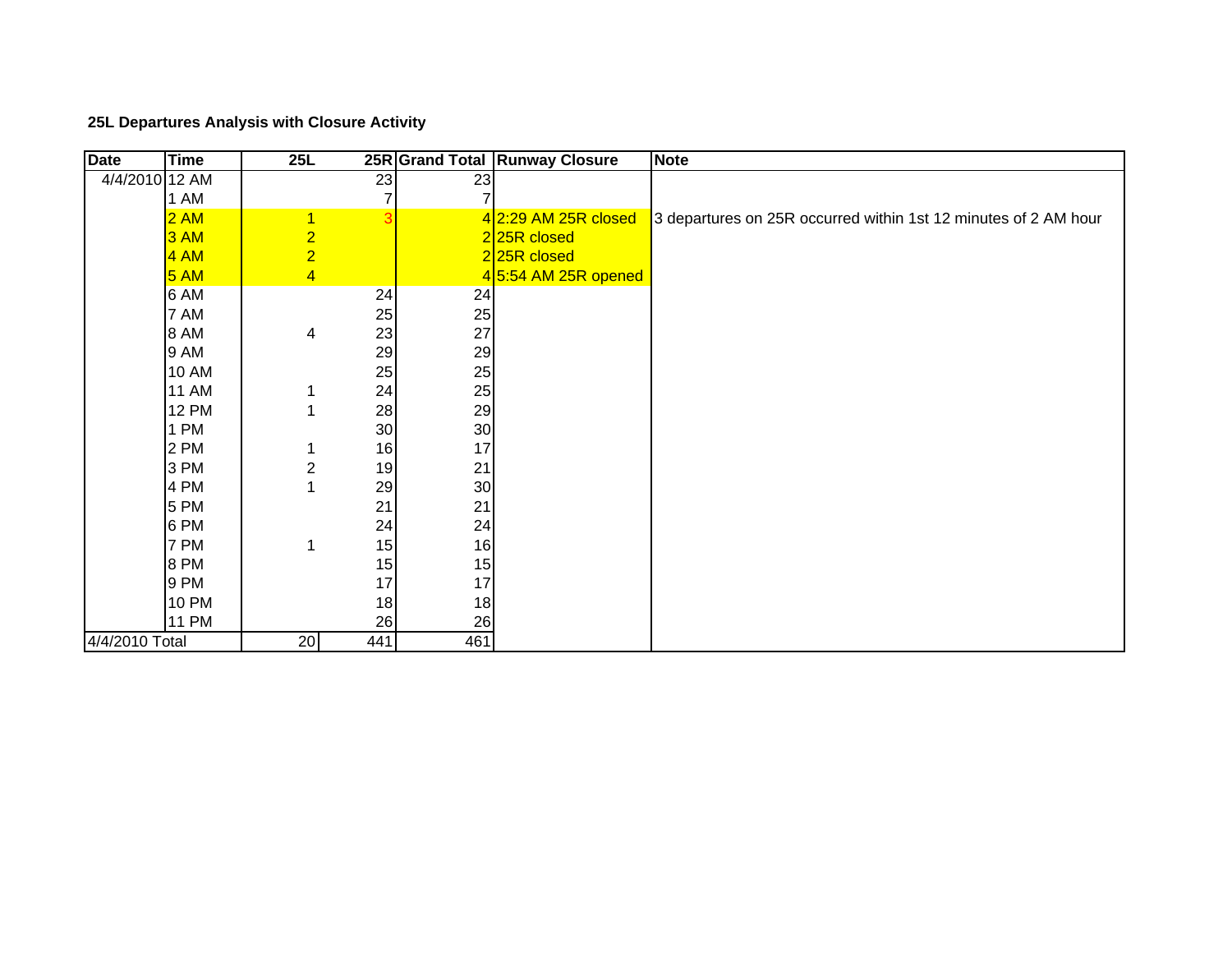**25L Departures Analysis with Closure Activity**

| Date | Time | 25L | 25R | Grand Total | Runway Closure | Note |
|---|---|---|---|---|---|---|
| 4/4/2010 | 12 AM | | 23 | 23 | | |
| | 1 AM | | 7 | 7 | | |
| | 2 AM | 1 | 3 | 4 | 2:29 AM 25R closed | 3 departures on 25R occurred within 1st 12 minutes of 2 AM hour |
| | 3 AM | 2 | | 2 | 25R closed | |
| | 4 AM | 2 | | 2 | 25R closed | |
| | 5 AM | 4 | | 4 | 5:54 AM 25R opened | |
| | 6 AM | | 24 | 24 | | |
| | 7 AM | | 25 | 25 | | |
| | 8 AM | 4 | 23 | 27 | | |
| | 9 AM | | 29 | 29 | | |
| | 10 AM | | 25 | 25 | | |
| | 11 AM | 1 | 24 | 25 | | |
| | 12 PM | 1 | 28 | 29 | | |
| | 1 PM | | 30 | 30 | | |
| | 2 PM | 1 | 16 | 17 | | |
| | 3 PM | 2 | 19 | 21 | | |
| | 4 PM | 1 | 29 | 30 | | |
| | 5 PM | | 21 | 21 | | |
| | 6 PM | | 24 | 24 | | |
| | 7 PM | 1 | 15 | 16 | | |
| | 8 PM | | 15 | 15 | | |
| | 9 PM | | 17 | 17 | | |
| | 10 PM | | 18 | 18 | | |
| | 11 PM | | 26 | 26 | | |
| 4/4/2010 Total | | 20 | 441 | 461 | | |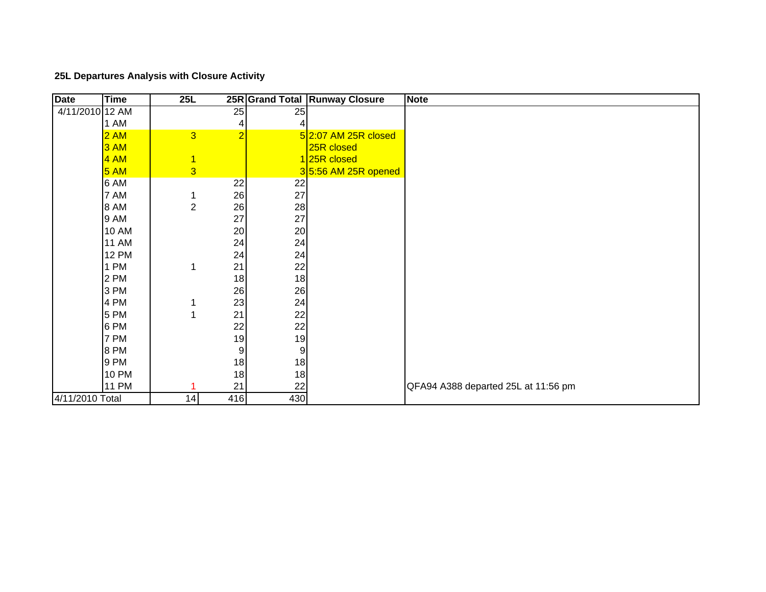**25L Departures Analysis with Closure Activity**

| Date | Time | 25L | 25R | Grand Total | Runway Closure | Note |
|---|---|---|---|---|---|---|
| 4/11/2010 | 12 AM | | 25 | 25 | | |
| | 1 AM | | 4 | 4 | | |
| | 2 AM | 3 | 2 | 5 | 2:07 AM 25R closed | |
| | 3 AM | | | | 25R closed | |
| | 4 AM | 1 | | 1 | 25R closed | |
| | 5 AM | 3 | | 3 | 5:56 AM 25R opened | |
| | 6 AM | | 22 | 22 | | |
| | 7 AM | 1 | 26 | 27 | | |
| | 8 AM | 2 | 26 | 28 | | |
| | 9 AM | | 27 | 27 | | |
| | 10 AM | | 20 | 20 | | |
| | 11 AM | | 24 | 24 | | |
| | 12 PM | | 24 | 24 | | |
| | 1 PM | 1 | 21 | 22 | | |
| | 2 PM | | 18 | 18 | | |
| | 3 PM | | 26 | 26 | | |
| | 4 PM | 1 | 23 | 24 | | |
| | 5 PM | 1 | 21 | 22 | | |
| | 6 PM | | 22 | 22 | | |
| | 7 PM | | 19 | 19 | | |
| | 8 PM | | 9 | 9 | | |
| | 9 PM | | 18 | 18 | | |
| | 10 PM | | 18 | 18 | | |
| | 11 PM | 1 | 21 | 22 | | QFA94 A388 departed 25L at 11:56 pm |
| 4/11/2010 Total | | 14 | 416 | 430 | | |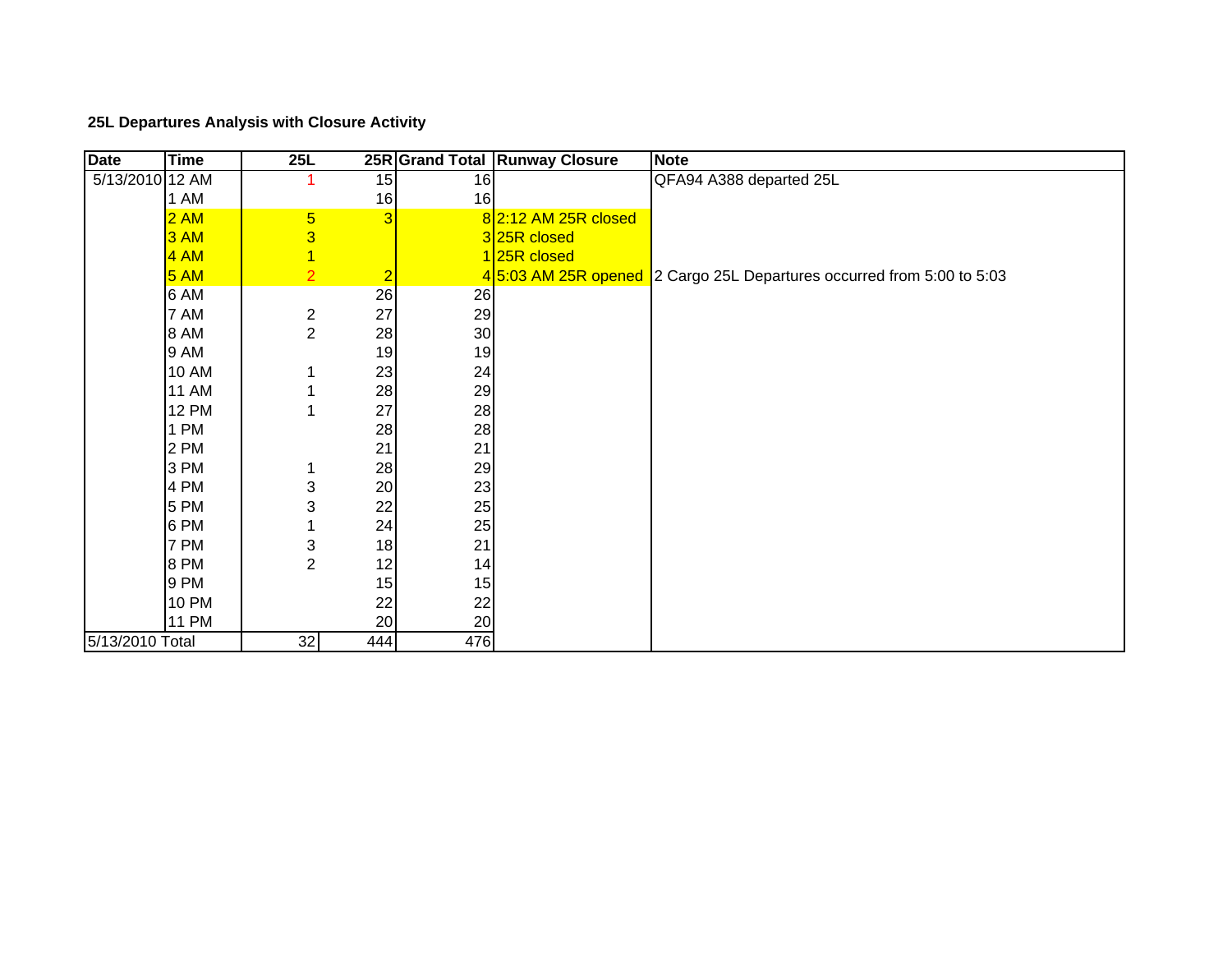**25L Departures Analysis with Closure Activity**

| Date | Time | 25L | 25R | Grand Total | Runway Closure | Note |
|---|---|---|---|---|---|---|
| 5/13/2010 | 12 AM | 1 | 15 | 16 | | QFA94 A388 departed 25L |
| | 1 AM | | 16 | 16 | | |
| | 2 AM | 5 | 3 | 8 | 2:12 AM 25R closed | |
| | 3 AM | 3 | | 3 | 25R closed | |
| | 4 AM | 1 | | 1 | 25R closed | |
| | 5 AM | 2 | 2 | 4 | 5:03 AM 25R opened | 2 Cargo 25L Departures occurred from 5:00 to 5:03 |
| | 6 AM | | 26 | 26 | | |
| | 7 AM | 2 | 27 | 29 | | |
| | 8 AM | 2 | 28 | 30 | | |
| | 9 AM | | 19 | 19 | | |
| | 10 AM | 1 | 23 | 24 | | |
| | 11 AM | 1 | 28 | 29 | | |
| | 12 PM | 1 | 27 | 28 | | |
| | 1 PM | | 28 | 28 | | |
| | 2 PM | | 21 | 21 | | |
| | 3 PM | 1 | 28 | 29 | | |
| | 4 PM | 3 | 20 | 23 | | |
| | 5 PM | 3 | 22 | 25 | | |
| | 6 PM | 1 | 24 | 25 | | |
| | 7 PM | 3 | 18 | 21 | | |
| | 8 PM | 2 | 12 | 14 | | |
| | 9 PM | | 15 | 15 | | |
| | 10 PM | | 22 | 22 | | |
| | 11 PM | | 20 | 20 | | |
| 5/13/2010 Total | | 32 | 444 | 476 | | |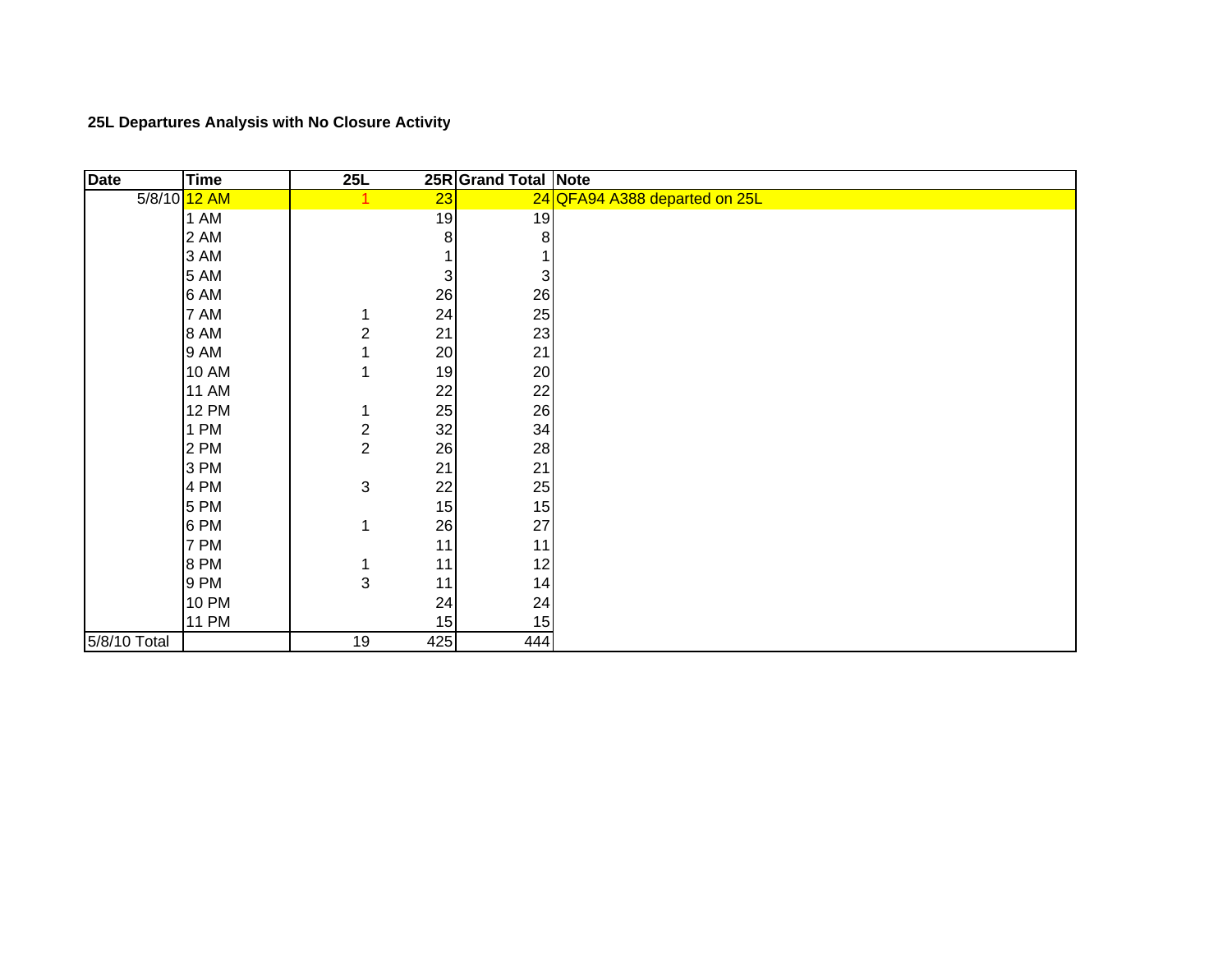**25L Departures Analysis with No Closure Activity**

| Date | Time | 25L | 25R | Grand Total | Note |
|---|---|---|---|---|---|
| 5/8/10 | 12 AM | 1 | 23 | 24 | QFA94 A388 departed on 25L |
| | 1 AM | | 19 | 19 | |
| | 2 AM | | 8 | 8 | |
| | 3 AM | | 1 | 1 | |
| | 5 AM | | 3 | 3 | |
| | 6 AM | | 26 | 26 | |
| | 7 AM | 1 | 24 | 25 | |
| | 8 AM | 2 | 21 | 23 | |
| | 9 AM | 1 | 20 | 21 | |
| | 10 AM | 1 | 19 | 20 | |
| | 11 AM | | 22 | 22 | |
| | 12 PM | 1 | 25 | 26 | |
| | 1 PM | 2 | 32 | 34 | |
| | 2 PM | 2 | 26 | 28 | |
| | 3 PM | | 21 | 21 | |
| | 4 PM | 3 | 22 | 25 | |
| | 5 PM | | 15 | 15 | |
| | 6 PM | 1 | 26 | 27 | |
| | 7 PM | | 11 | 11 | |
| | 8 PM | 1 | 11 | 12 | |
| | 9 PM | 3 | 11 | 14 | |
| | 10 PM | | 24 | 24 | |
| | 11 PM | | 15 | 15 | |
| 5/8/10 Total | | 19 | 425 | 444 | |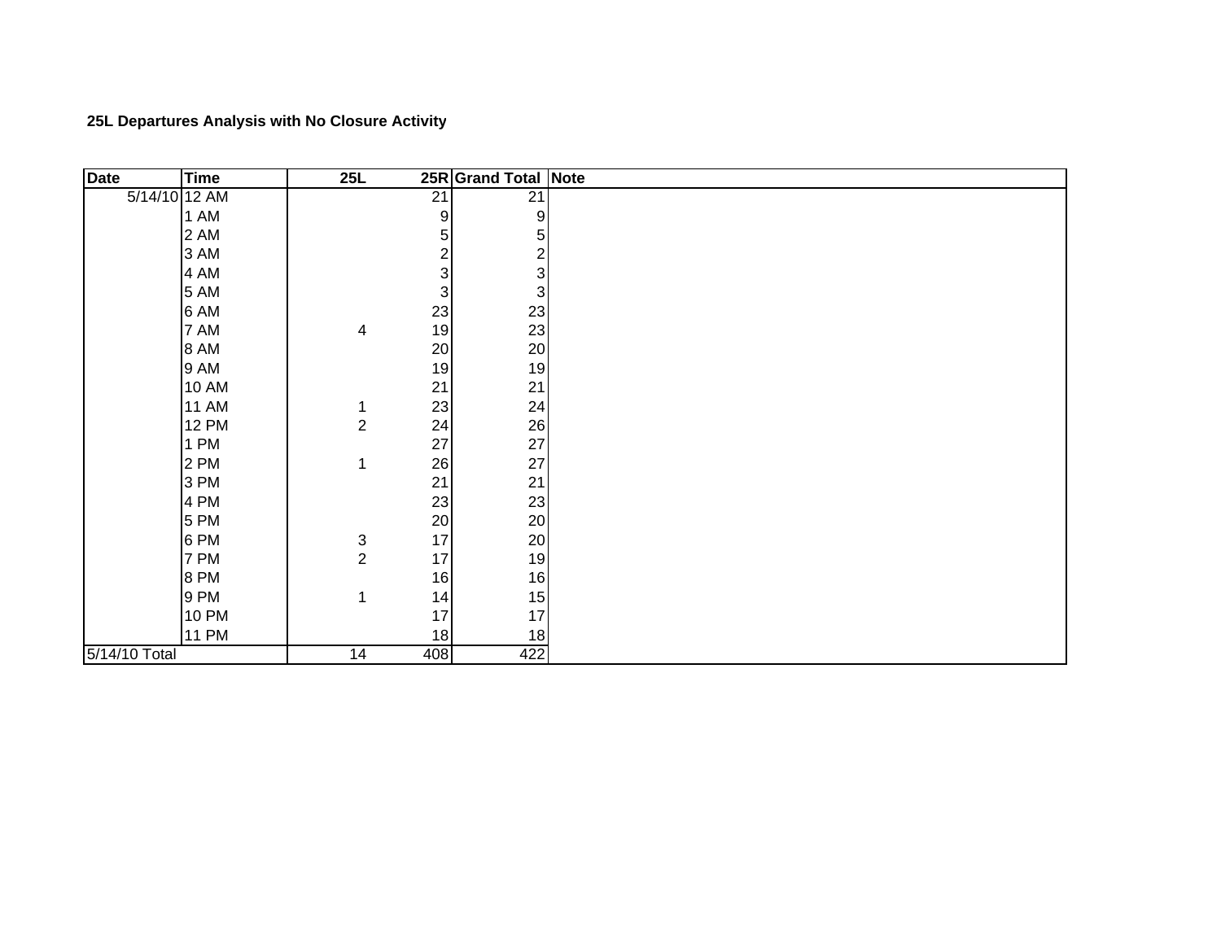**25L Departures Analysis with No Closure Activity**

| Date | Time | 25L | 25R | Grand Total | Note |
|---|---|---|---|---|---|
| 5/14/10 | 12 AM | | 21 | 21 | |
| | 1 AM | | 9 | 9 | |
| | 2 AM | | 5 | 5 | |
| | 3 AM | | 2 | 2 | |
| | 4 AM | | 3 | 3 | |
| | 5 AM | | 3 | 3 | |
| | 6 AM | | 23 | 23 | |
| | 7 AM | 4 | 19 | 23 | |
| | 8 AM | | 20 | 20 | |
| | 9 AM | | 19 | 19 | |
| | 10 AM | | 21 | 21 | |
| | 11 AM | 1 | 23 | 24 | |
| | 12 PM | 2 | 24 | 26 | |
| | 1 PM | | 27 | 27 | |
| | 2 PM | 1 | 26 | 27 | |
| | 3 PM | | 21 | 21 | |
| | 4 PM | | 23 | 23 | |
| | 5 PM | | 20 | 20 | |
| | 6 PM | 3 | 17 | 20 | |
| | 7 PM | 2 | 17 | 19 | |
| | 8 PM | | 16 | 16 | |
| | 9 PM | 1 | 14 | 15 | |
| | 10 PM | | 17 | 17 | |
| | 11 PM | | 18 | 18 | |
| 5/14/10 Total | | 14 | 408 | 422 | |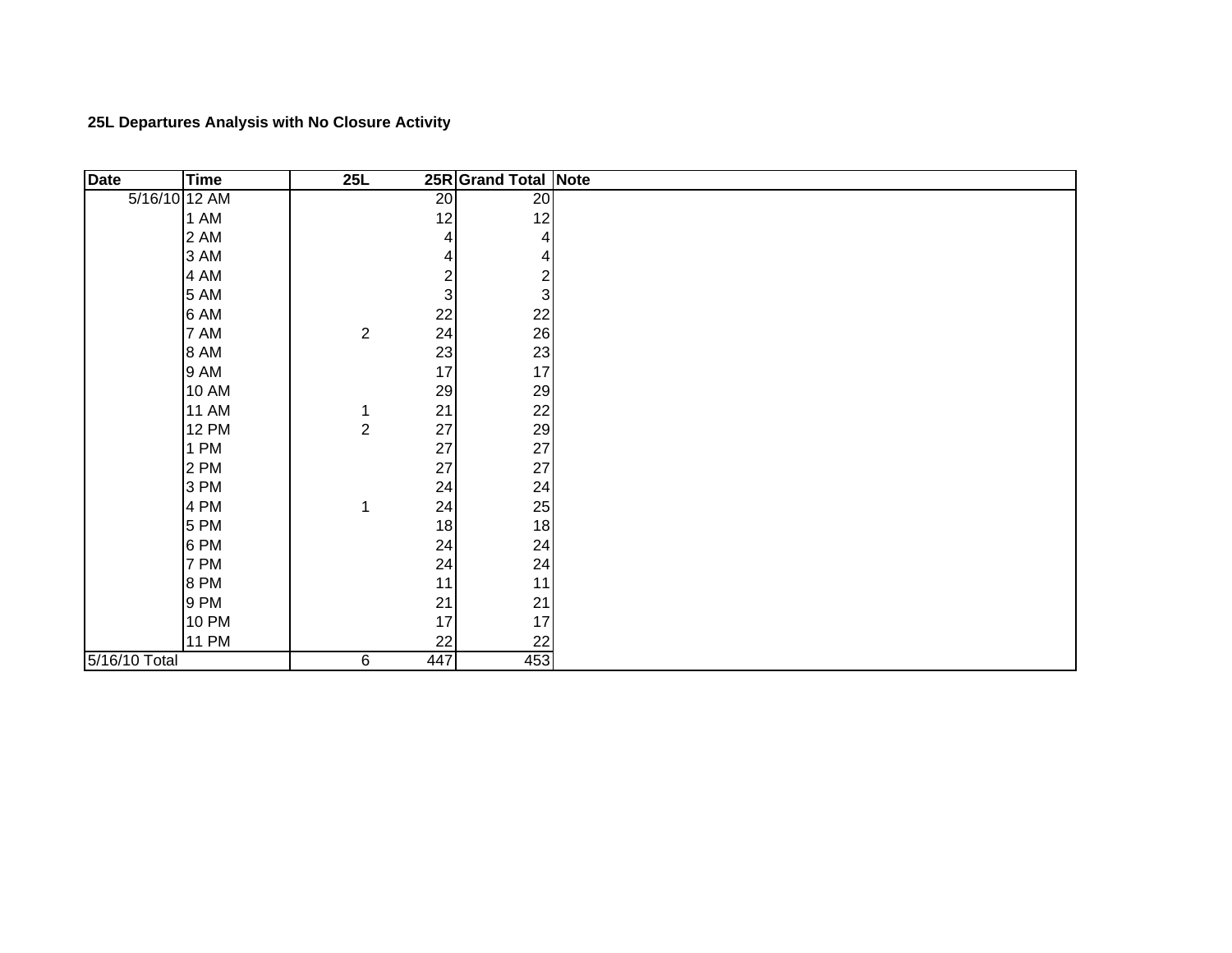**25L Departures Analysis with No Closure Activity**

| Date | Time | 25L | 25R | Grand Total | Note |
|---|---|---|---|---|---|
| 5/16/10 | 12 AM | | 20 | 20 | |
| | 1 AM | | 12 | 12 | |
| | 2 AM | | 4 | 4 | |
| | 3 AM | | 4 | 4 | |
| | 4 AM | | 2 | 2 | |
| | 5 AM | | 3 | 3 | |
| | 6 AM | | 22 | 22 | |
| | 7 AM | 2 | 24 | 26 | |
| | 8 AM | | 23 | 23 | |
| | 9 AM | | 17 | 17 | |
| | 10 AM | | 29 | 29 | |
| | 11 AM | 1 | 21 | 22 | |
| | 12 PM | 2 | 27 | 29 | |
| | 1 PM | | 27 | 27 | |
| | 2 PM | | 27 | 27 | |
| | 3 PM | | 24 | 24 | |
| | 4 PM | 1 | 24 | 25 | |
| | 5 PM | | 18 | 18 | |
| | 6 PM | | 24 | 24 | |
| | 7 PM | | 24 | 24 | |
| | 8 PM | | 11 | 11 | |
| | 9 PM | | 21 | 21 | |
| | 10 PM | | 17 | 17 | |
| | 11 PM | | 22 | 22 | |
| 5/16/10 Total | | 6 | 447 | 453 | |